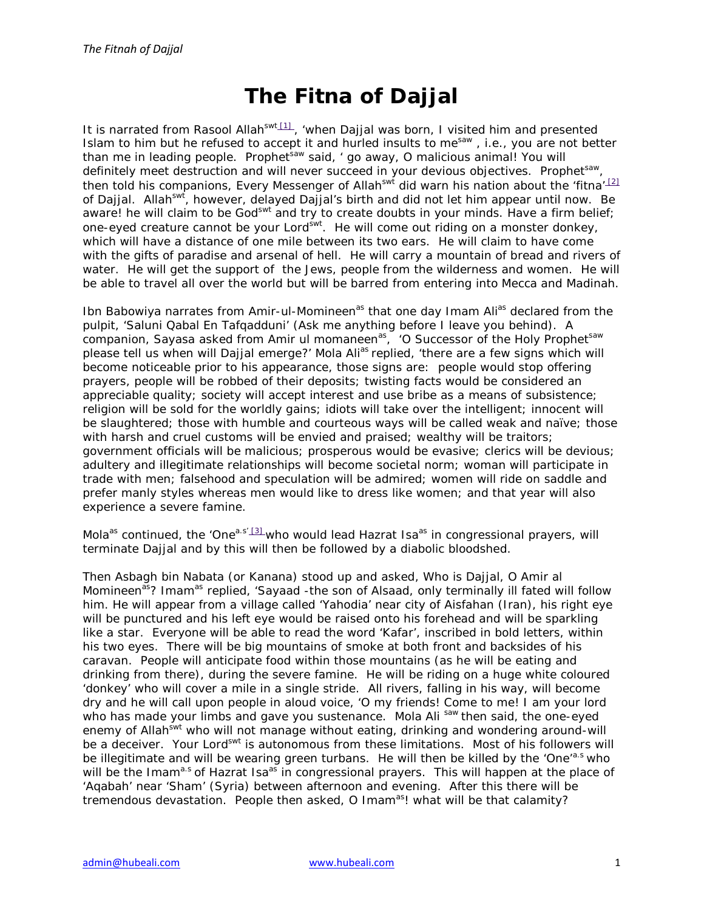# The Fitna of Dajjal

It is narrated from Rasool Allah[swt] [1], 'when Dajjal was born, I visited him and presented Islam to him but he refused to accept it and hurled insults to me[saw] , i.e., you are not better than me in leading people. Prophet[saw] said, ' go away, O malicious animal! You will definitely meet destruction and will never succeed in your devious objectives. Prophet[saw], then told his companions, Every Messenger of Allah[swt] did warn his nation about the 'fitna' [2] of Dajjal. Allah[swt], however, delayed Dajjal's birth and did not let him appear until now. Be aware! he will claim to be God[swt] and try to create doubts in your minds. Have a firm belief; one-eyed creature cannot be your Lord[swt]. He will come out riding on a monster donkey, which will have a distance of one mile between its two ears. He will claim to have come with the gifts of paradise and arsenal of hell. He will carry a mountain of bread and rivers of water. He will get the support of the Jews, people from the wilderness and women. He will be able to travel all over the world but will be barred from entering into Mecca and Madinah.

Ibn Babowiya narrates from Amir-ul-Momineen[as] that one day Imam Ali[as] declared from the pulpit, 'Saluni Qabal En Tafqadduni' (Ask me anything before I leave you behind). A companion, Sayasa asked from Amir ul momaneen[as], 'O Successor of the Holy Prophet[saw] please tell us when will Dajjal emerge?' Mola Ali[as] replied, 'there are a few signs which will become noticeable prior to his appearance, those signs are: people would stop offering prayers, people will be robbed of their deposits; twisting facts would be considered an appreciable quality; society will accept interest and use bribe as a means of subsistence; religion will be sold for the worldly gains; idiots will take over the intelligent; innocent will be slaughtered; those with humble and courteous ways will be called weak and naïve; those with harsh and cruel customs will be envied and praised; wealthy will be traitors; government officials will be malicious; prosperous would be evasive; clerics will be devious; adultery and illegitimate relationships will become societal norm; woman will participate in trade with men; falsehood and speculation will be admired; women will ride on saddle and prefer manly styles whereas men would like to dress like women; and that year will also experience a severe famine.

Mola[as] continued, the 'One[a.s]' [3] who would lead Hazrat Isa[as] in congressional prayers, will terminate Dajjal and by this will then be followed by a diabolic bloodshed.

Then Asbagh bin Nabata (or Kanana) stood up and asked, Who is Dajjal, O Amir al Momineen[as]? Imam[as] replied, 'Sayaad -the son of Alsaad, only terminally ill fated will follow him. He will appear from a village called 'Yahodia' near city of Aisfahan (Iran), his right eye will be punctured and his left eye would be raised onto his forehead and will be sparkling like a star. Everyone will be able to read the word 'Kafar', inscribed in bold letters, within his two eyes. There will be big mountains of smoke at both front and backsides of his caravan. People will anticipate food within those mountains (as he will be eating and drinking from there), during the severe famine. He will be riding on a huge white coloured 'donkey' who will cover a mile in a single stride. All rivers, falling in his way, will become dry and he will call upon people in aloud voice, 'O my friends! Come to me! I am your lord who has made your limbs and gave you sustenance. Mola Ali [saw] then said, the one-eyed enemy of Allah[swt] who will not manage without eating, drinking and wondering around-will be a deceiver. Your Lord[swt] is autonomous from these limitations. Most of his followers will be illegitimate and will be wearing green turbans. He will then be killed by the 'One'[a.s] who will be the Imam[a.s] of Hazrat Isa[as] in congressional prayers. This will happen at the place of 'Aqabah' near 'Sham' (Syria) between afternoon and evening. After this there will be tremendous devastation. People then asked, O Imam[as]! what will be that calamity?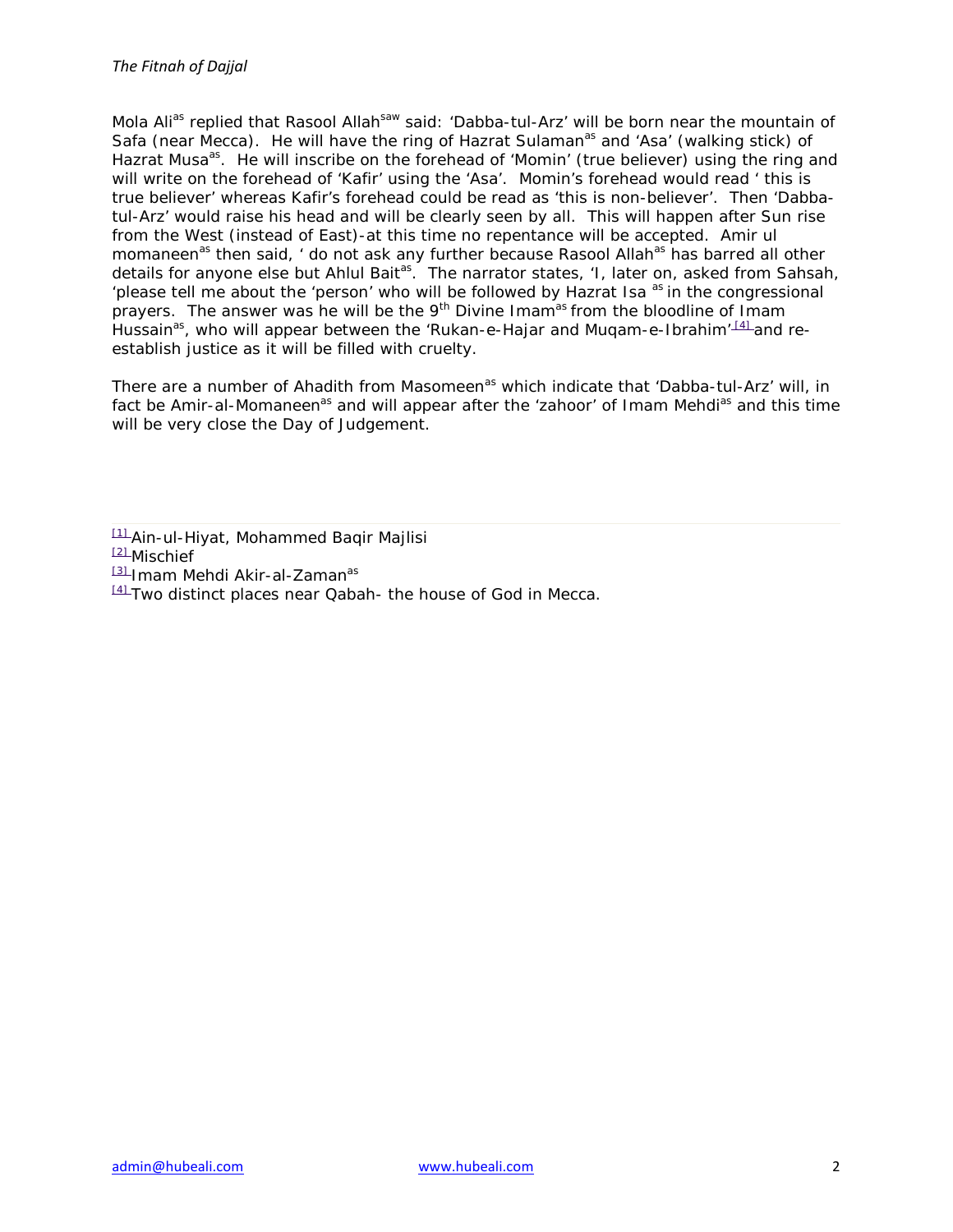Mola Ali[as] replied that Rasool Allah[saw] said: 'Dabba-tul-Arz' will be born near the mountain of Safa (near Mecca). He will have the ring of Hazrat Sulaman[as] and 'Asa' (walking stick) of Hazrat Musa[as]. He will inscribe on the forehead of 'Momin' (true believer) using the ring and will write on the forehead of 'Kafir' using the 'Asa'. Momin's forehead would read ' this is true believer' whereas Kafir's forehead could be read as 'this is non-believer'. Then 'Dabba-tul-Arz' would raise his head and will be clearly seen by all. This will happen after Sun rise from the West (instead of East)-at this time no repentance will be accepted. Amir ul momaneen[as] then said, ' do not ask any further because Rasool Allah[as] has barred all other details for anyone else but Ahlul Bait[as]. The narrator states, 'I, later on, asked from Sahsah, 'please tell me about the 'person' who will be followed by Hazrat Isa [as] in the congressional prayers. The answer was he will be the 9th Divine Imam[as] from the bloodline of Imam Hussain[as], who will appear between the 'Rukan-e-Hajar and Muqam-e-Ibrahim'[4] and re-establish justice as it will be filled with cruelty.

There are a number of Ahadith from Masomeen[as] which indicate that 'Dabba-tul-Arz' will, in fact be Amir-al-Momaneen[as] and will appear after the 'zahoor' of Imam Mehdi[as] and this time will be very close the Day of Judgement.

---

[1] Ain-ul-Hiyat, Mohammed Baqir Majlisi

[2] Mischief

[3] Imam Mehdi Akir-al-Zaman[as]

[4] Two distinct places near Qabah- the house of God in Mecca.